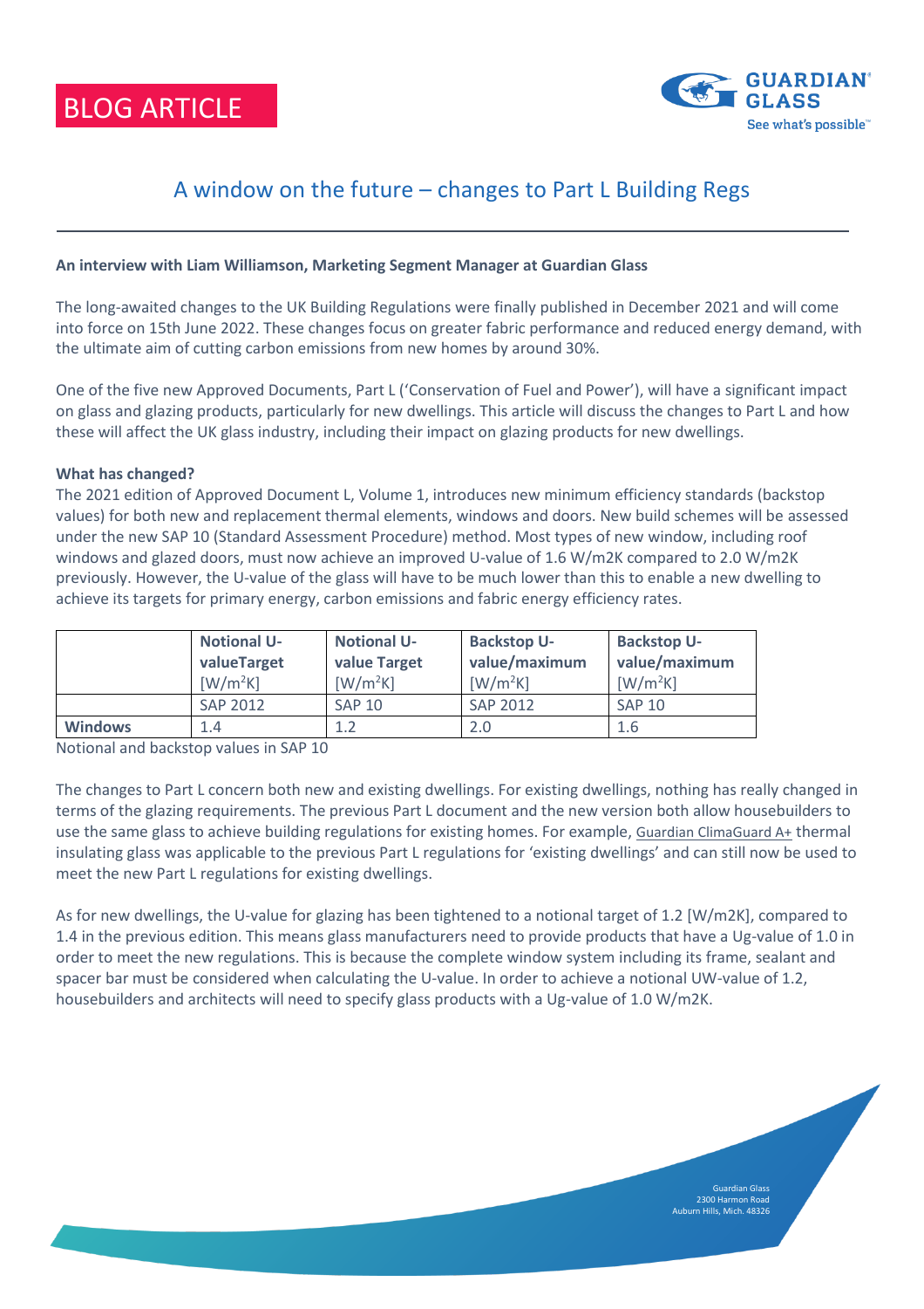BLOG ARTICLE

# A window on the future – changes to Part L Building Regs

**An interview with Liam Williamson, Marketing Segment Manager at Guardian Glass**

The long-awaited changes to the UK Building Regulations were finally published in December 2021 and will come into force on 15th June 2022. These changes focus on greater fabric performance and reduced energy demand, with the ultimate aim of cutting carbon emissions from new homes by around 30%.

One of the five new Approved Documents, Part L ('Conservation of Fuel and Power'), will have a significant impact on glass and glazing products, particularly for new dwellings. This article will discuss the changes to Part L and how these will affect the UK glass industry, including their impact on glazing products for new dwellings.

**What has changed?**

The 2021 edition of Approved Document L, Volume 1, introduces new minimum efficiency standards (backstop values) for both new and replacement thermal elements, windows and doors. New build schemes will be assessed under the new SAP 10 (Standard Assessment Procedure) method. Most types of new window, including roof windows and glazed doors, must now achieve an improved U-value of 1.6 W/m2K compared to 2.0 W/m2K previously. However, the U-value of the glass will have to be much lower than this to enable a new dwelling to achieve its targets for primary energy, carbon emissions and fabric energy efficiency rates.

| | **Notional U-valueTarget** [W/m²K] | **Notional U-value Target** [W/m²K] | **Backstop U-value/maximum** [W/m²K] | **Backstop U-value/maximum** [W/m²K] |
|---|---|---|---|---|
| | SAP 2012 | SAP 10 | SAP 2012 | SAP 10 |
| **Windows** | 1.4 | 1.2 | 2.0 | 1.6 |

Notional and backstop values in SAP 10

The changes to Part L concern both new and existing dwellings. For existing dwellings, nothing has really changed in terms of the glazing requirements. The previous Part L document and the new version both allow housebuilders to use the same glass to achieve building regulations for existing homes. For example, Guardian ClimaGuard A+ thermal insulating glass was applicable to the previous Part L regulations for 'existing dwellings' and can still now be used to meet the new Part L regulations for existing dwellings.

As for new dwellings, the U-value for glazing has been tightened to a notional target of 1.2 [W/m2K], compared to 1.4 in the previous edition. This means glass manufacturers need to provide products that have a Ug-value of 1.0 in order to meet the new regulations. This is because the complete window system including its frame, sealant and spacer bar must be considered when calculating the U-value. In order to achieve a notional UW-value of 1.2, housebuilders and architects will need to specify glass products with a Ug-value of 1.0 W/m2K.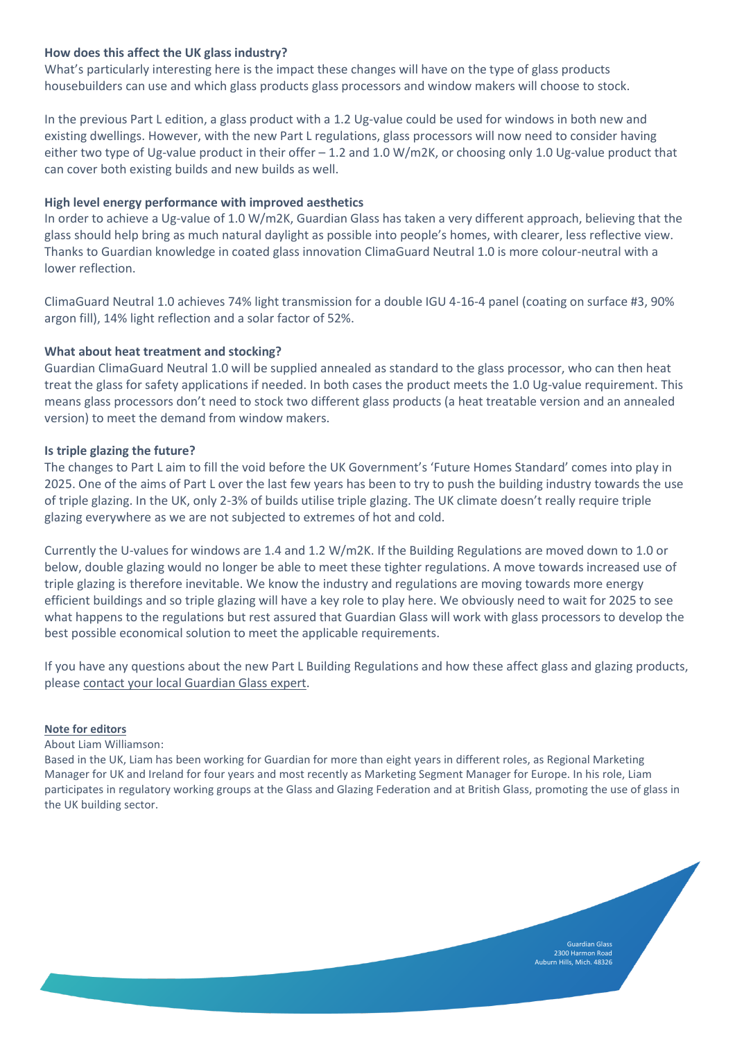**How does this affect the UK glass industry?**

What's particularly interesting here is the impact these changes will have on the type of glass products housebuilders can use and which glass products glass processors and window makers will choose to stock.

In the previous Part L edition, a glass product with a 1.2 Ug-value could be used for windows in both new and existing dwellings. However, with the new Part L regulations, glass processors will now need to consider having either two type of Ug-value product in their offer – 1.2 and 1.0 W/m2K, or choosing only 1.0 Ug-value product that can cover both existing builds and new builds as well.

**High level energy performance with improved aesthetics**

In order to achieve a Ug-value of 1.0 W/m2K, Guardian Glass has taken a very different approach, believing that the glass should help bring as much natural daylight as possible into people's homes, with clearer, less reflective view. Thanks to Guardian knowledge in coated glass innovation ClimaGuard Neutral 1.0 is more colour-neutral with a lower reflection.

ClimaGuard Neutral 1.0 achieves 74% light transmission for a double IGU 4-16-4 panel (coating on surface #3, 90% argon fill), 14% light reflection and a solar factor of 52%.

**What about heat treatment and stocking?**

Guardian ClimaGuard Neutral 1.0 will be supplied annealed as standard to the glass processor, who can then heat treat the glass for safety applications if needed. In both cases the product meets the 1.0 Ug-value requirement. This means glass processors don't need to stock two different glass products (a heat treatable version and an annealed version) to meet the demand from window makers.

**Is triple glazing the future?**

The changes to Part L aim to fill the void before the UK Government's 'Future Homes Standard' comes into play in 2025. One of the aims of Part L over the last few years has been to try to push the building industry towards the use of triple glazing. In the UK, only 2-3% of builds utilise triple glazing. The UK climate doesn't really require triple glazing everywhere as we are not subjected to extremes of hot and cold.

Currently the U-values for windows are 1.4 and 1.2 W/m2K. If the Building Regulations are moved down to 1.0 or below, double glazing would no longer be able to meet these tighter regulations. A move towards increased use of triple glazing is therefore inevitable. We know the industry and regulations are moving towards more energy efficient buildings and so triple glazing will have a key role to play here. We obviously need to wait for 2025 to see what happens to the regulations but rest assured that Guardian Glass will work with glass processors to develop the best possible economical solution to meet the applicable requirements.

If you have any questions about the new Part L Building Regulations and how these affect glass and glazing products, please contact your local Guardian Glass expert.

**Note for editors**

About Liam Williamson:

Based in the UK, Liam has been working for Guardian for more than eight years in different roles, as Regional Marketing Manager for UK and Ireland for four years and most recently as Marketing Segment Manager for Europe. In his role, Liam participates in regulatory working groups at the Glass and Glazing Federation and at British Glass, promoting the use of glass in the UK building sector.

Guardian Glass
2300 Harmon Road
Auburn Hills, Mich. 48326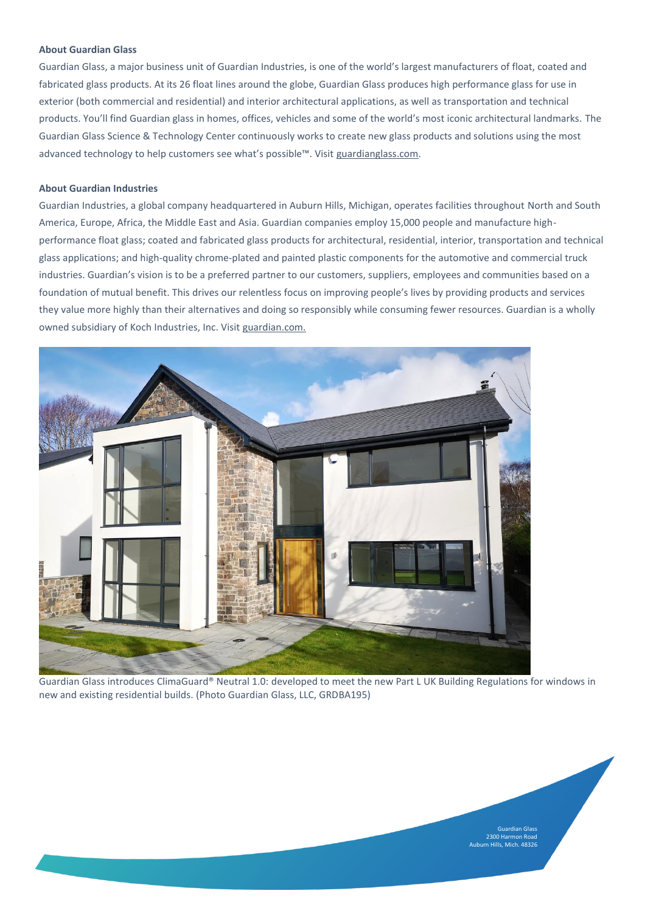**About Guardian Glass**

Guardian Glass, a major business unit of Guardian Industries, is one of the world's largest manufacturers of float, coated and fabricated glass products. At its 26 float lines around the globe, Guardian Glass produces high performance glass for use in exterior (both commercial and residential) and interior architectural applications, as well as transportation and technical products. You'll find Guardian glass in homes, offices, vehicles and some of the world's most iconic architectural landmarks. The Guardian Glass Science & Technology Center continuously works to create new glass products and solutions using the most advanced technology to help customers see what's possible™. Visit guardianglass.com.

**About Guardian Industries**

Guardian Industries, a global company headquartered in Auburn Hills, Michigan, operates facilities throughout North and South America, Europe, Africa, the Middle East and Asia. Guardian companies employ 15,000 people and manufacture high-performance float glass; coated and fabricated glass products for architectural, residential, interior, transportation and technical glass applications; and high-quality chrome-plated and painted plastic components for the automotive and commercial truck industries. Guardian's vision is to be a preferred partner to our customers, suppliers, employees and communities based on a foundation of mutual benefit. This drives our relentless focus on improving people's lives by providing products and services they value more highly than their alternatives and doing so responsibly while consuming fewer resources. Guardian is a wholly owned subsidiary of Koch Industries, Inc. Visit guardian.com.

Guardian Glass introduces ClimaGuard® Neutral 1.0: developed to meet the new Part L UK Building Regulations for windows in new and existing residential builds. (Photo Guardian Glass, LLC, GRDBA195)

Guardian Glass
2300 Harmon Road
Auburn Hills, Mich. 48326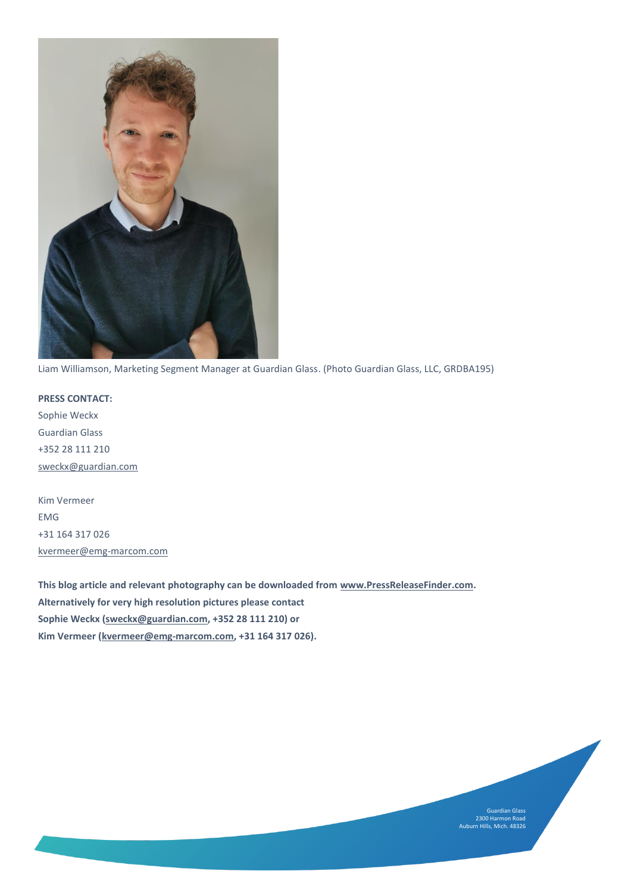Liam Williamson, Marketing Segment Manager at Guardian Glass. (Photo Guardian Glass, LLC, GRDBA195)

**PRESS CONTACT:**

Sophie Weckx
Guardian Glass
+352 28 111 210
sweckx@guardian.com

Kim Vermeer
EMG
+31 164 317 026
kvermeer@emg-marcom.com

**This blog article and relevant photography can be downloaded from www.PressReleaseFinder.com. Alternatively for very high resolution pictures please contact Sophie Weckx (sweckx@guardian.com, +352 28 111 210) or Kim Vermeer (kvermeer@emg-marcom.com, +31 164 317 026).**

Guardian Glass
2300 Harmon Road
Auburn Hills, Mich. 48326